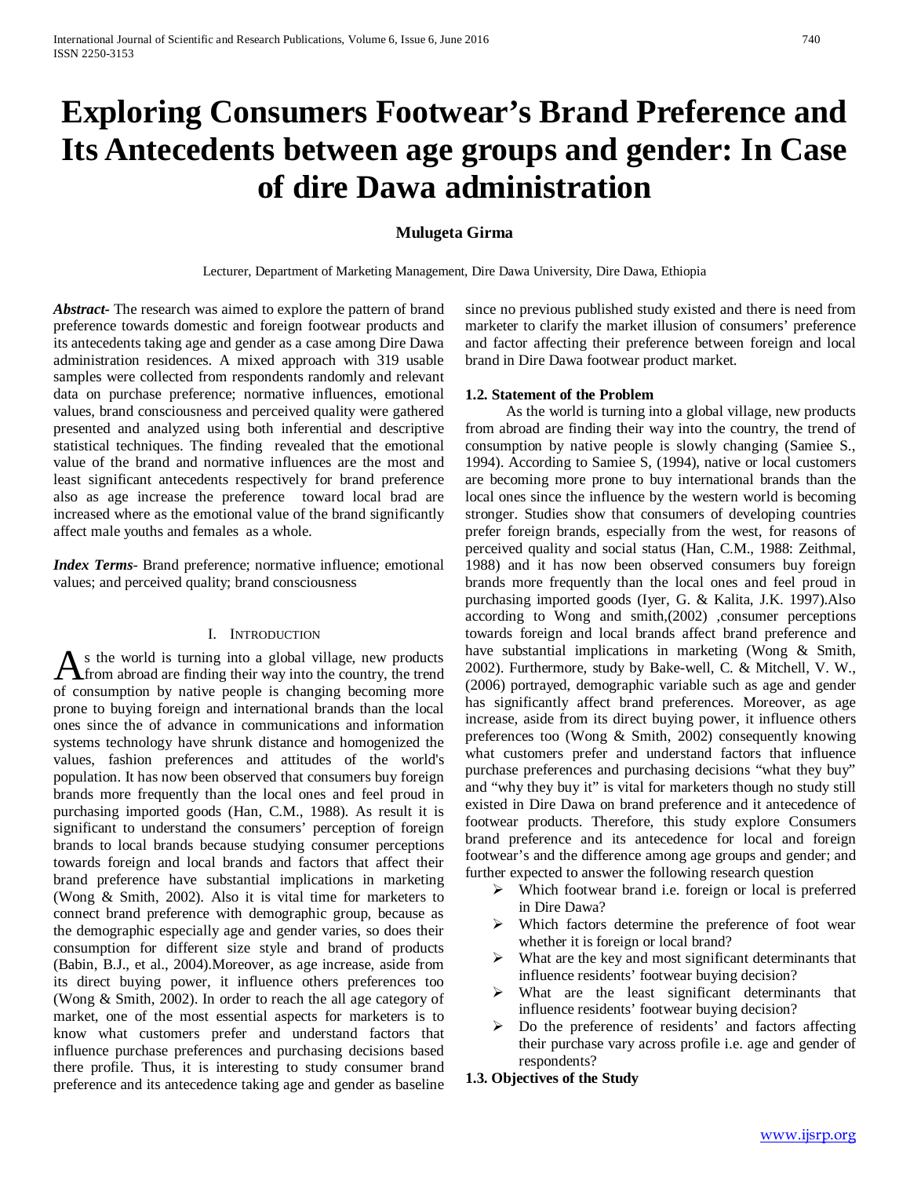# Exploring Consumers Footwear's Brand Preference and Its Antecedents between age groups and gender: In Case of dire Dawa administration

**Mulugeta Girma**

Lecturer, Department of Marketing Management, Dire Dawa University, Dire Dawa, Ethiopia

***Abstract***- The research was aimed to explore the pattern of brand preference towards domestic and foreign footwear products and its antecedents taking age and gender as a case among Dire Dawa administration residences. A mixed approach with 319 usable samples were collected from respondents randomly and relevant data on purchase preference; normative influences, emotional values, brand consciousness and perceived quality were gathered presented and analyzed using both inferential and descriptive statistical techniques. The finding revealed that the emotional value of the brand and normative influences are the most and least significant antecedents respectively for brand preference also as age increase the preference toward local brad are increased where as the emotional value of the brand significantly affect male youths and females as a whole.

***Index Terms***- Brand preference; normative influence; emotional values; and perceived quality; brand consciousness

## I. Introduction

As the world is turning into a global village, new products from abroad are finding their way into the country, the trend of consumption by native people is changing becoming more prone to buying foreign and international brands than the local ones since the of advance in communications and information systems technology have shrunk distance and homogenized the values, fashion preferences and attitudes of the world's population. It has now been observed that consumers buy foreign brands more frequently than the local ones and feel proud in purchasing imported goods (Han, C.M., 1988). As result it is significant to understand the consumers' perception of foreign brands to local brands because studying consumer perceptions towards foreign and local brands and factors that affect their brand preference have substantial implications in marketing (Wong & Smith, 2002). Also it is vital time for marketers to connect brand preference with demographic group, because as the demographic especially age and gender varies, so does their consumption for different size style and brand of products (Babin, B.J., et al., 2004).Moreover, as age increase, aside from its direct buying power, it influence others preferences too (Wong & Smith, 2002). In order to reach the all age category of market, one of the most essential aspects for marketers is to know what customers prefer and understand factors that influence purchase preferences and purchasing decisions based there profile. Thus, it is interesting to study consumer brand preference and its antecedence taking age and gender as baseline since no previous published study existed and there is need from marketer to clarify the market illusion of consumers' preference and factor affecting their preference between foreign and local brand in Dire Dawa footwear product market.

### 1.2. Statement of the Problem

As the world is turning into a global village, new products from abroad are finding their way into the country, the trend of consumption by native people is slowly changing (Samiee S., 1994). According to Samiee S, (1994), native or local customers are becoming more prone to buy international brands than the local ones since the influence by the western world is becoming stronger. Studies show that consumers of developing countries prefer foreign brands, especially from the west, for reasons of perceived quality and social status (Han, C.M., 1988: Zeithmal, 1988) and it has now been observed consumers buy foreign brands more frequently than the local ones and feel proud in purchasing imported goods (Iyer, G. & Kalita, J.K. 1997).Also according to Wong and smith,(2002) ,consumer perceptions towards foreign and local brands affect brand preference and have substantial implications in marketing (Wong & Smith, 2002). Furthermore, study by Bake-well, C. & Mitchell, V. W., (2006) portrayed, demographic variable such as age and gender has significantly affect brand preferences. Moreover, as age increase, aside from its direct buying power, it influence others preferences too (Wong & Smith, 2002) consequently knowing what customers prefer and understand factors that influence purchase preferences and purchasing decisions "what they buy" and "why they buy it" is vital for marketers though no study still existed in Dire Dawa on brand preference and it antecedence of footwear products. Therefore, this study explore Consumers brand preference and its antecedence for local and foreign footwear's and the difference among age groups and gender; and further expected to answer the following research question

- Which footwear brand i.e. foreign or local is preferred in Dire Dawa?
- Which factors determine the preference of foot wear whether it is foreign or local brand?
- What are the key and most significant determinants that influence residents' footwear buying decision?
- What are the least significant determinants that influence residents' footwear buying decision?
- Do the preference of residents' and factors affecting their purchase vary across profile i.e. age and gender of respondents?

### 1.3. Objectives of the Study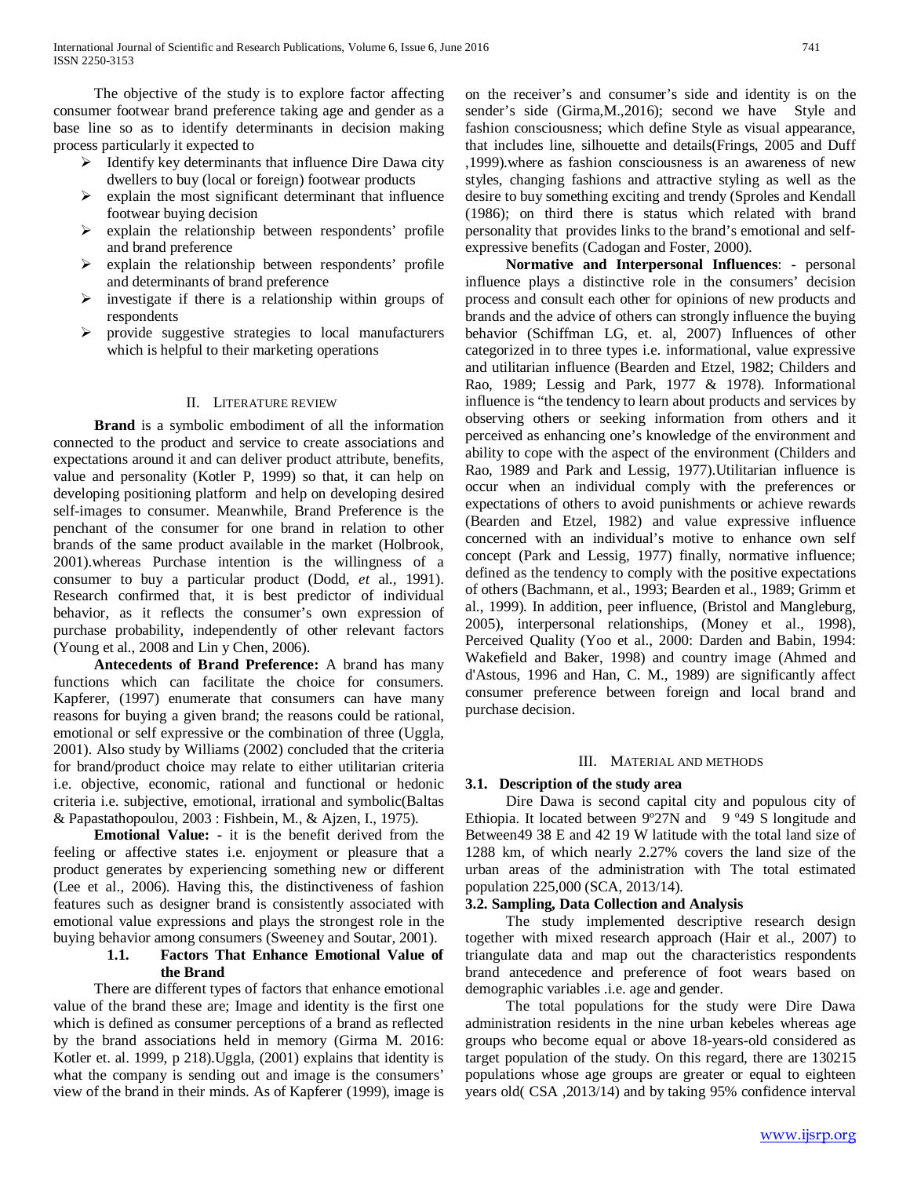The objective of the study is to explore factor affecting consumer footwear brand preference taking age and gender as a base line so as to identify determinants in decision making process particularly it expected to

- Identify key determinants that influence Dire Dawa city dwellers to buy (local or foreign) footwear products
- explain the most significant determinant that influence footwear buying decision
- explain the relationship between respondents' profile and brand preference
- explain the relationship between respondents' profile and determinants of brand preference
- investigate if there is a relationship within groups of respondents
- provide suggestive strategies to local manufacturers which is helpful to their marketing operations

## II. Literature review

**Brand** is a symbolic embodiment of all the information connected to the product and service to create associations and expectations around it and can deliver product attribute, benefits, value and personality (Kotler P, 1999) so that, it can help on developing positioning platform and help on developing desired self-images to consumer. Meanwhile, Brand Preference is the penchant of the consumer for one brand in relation to other brands of the same product available in the market (Holbrook, 2001).whereas Purchase intention is the willingness of a consumer to buy a particular product (Dodd, *et* al., 1991). Research confirmed that, it is best predictor of individual behavior, as it reflects the consumer's own expression of purchase probability, independently of other relevant factors (Young et al., 2008 and Lin y Chen, 2006).

**Antecedents of Brand Preference:** A brand has many functions which can facilitate the choice for consumers. Kapferer, (1997) enumerate that consumers can have many reasons for buying a given brand; the reasons could be rational, emotional or self expressive or the combination of three (Uggla, 2001). Also study by Williams (2002) concluded that the criteria for brand/product choice may relate to either utilitarian criteria i.e. objective, economic, rational and functional or hedonic criteria i.e. subjective, emotional, irrational and symbolic(Baltas & Papastathopoulou, 2003 : Fishbein, M., & Ajzen, I., 1975).

**Emotional Value: -** it is the benefit derived from the feeling or affective states i.e. enjoyment or pleasure that a product generates by experiencing something new or different (Lee et al., 2006). Having this, the distinctiveness of fashion features such as designer brand is consistently associated with emotional value expressions and plays the strongest role in the buying behavior among consumers (Sweeney and Soutar, 2001).

### 1.1. Factors That Enhance Emotional Value of the Brand

There are different types of factors that enhance emotional value of the brand these are; Image and identity is the first one which is defined as consumer perceptions of a brand as reflected by the brand associations held in memory (Girma M. 2016: Kotler et. al. 1999, p 218).Uggla, (2001) explains that identity is what the company is sending out and image is the consumers' view of the brand in their minds. As of Kapferer (1999), image is on the receiver's and consumer's side and identity is on the sender's side (Girma,M.,2016); second we have Style and fashion consciousness; which define Style as visual appearance, that includes line, silhouette and details(Frings, 2005 and Duff ,1999).where as fashion consciousness is an awareness of new styles, changing fashions and attractive styling as well as the desire to buy something exciting and trendy (Sproles and Kendall (1986); on third there is status which related with brand personality that provides links to the brand's emotional and self-expressive benefits (Cadogan and Foster, 2000).

**Normative and Interpersonal Influences**: - personal influence plays a distinctive role in the consumers' decision process and consult each other for opinions of new products and brands and the advice of others can strongly influence the buying behavior (Schiffman LG, et. al, 2007) Influences of other categorized in to three types i.e. informational, value expressive and utilitarian influence (Bearden and Etzel, 1982; Childers and Rao, 1989; Lessig and Park, 1977 & 1978). Informational influence is "the tendency to learn about products and services by observing others or seeking information from others and it perceived as enhancing one's knowledge of the environment and ability to cope with the aspect of the environment (Childers and Rao, 1989 and Park and Lessig, 1977).Utilitarian influence is occur when an individual comply with the preferences or expectations of others to avoid punishments or achieve rewards (Bearden and Etzel, 1982) and value expressive influence concerned with an individual's motive to enhance own self concept (Park and Lessig, 1977) finally, normative influence; defined as the tendency to comply with the positive expectations of others (Bachmann, et al., 1993; Bearden et al., 1989; Grimm et al., 1999). In addition, peer influence, (Bristol and Mangleburg, 2005), interpersonal relationships, (Money et al., 1998), Perceived Quality (Yoo et al., 2000: Darden and Babin, 1994: Wakefield and Baker, 1998) and country image (Ahmed and d'Astous, 1996 and Han, C. M., 1989) are significantly affect consumer preference between foreign and local brand and purchase decision.

## III. Material and methods

### 3.1. Description of the study area

Dire Dawa is second capital city and populous city of Ethiopia. It located between 9º27N and 9 º49 S longitude and Between49 38 E and 42 19 W latitude with the total land size of 1288 km, of which nearly 2.27% covers the land size of the urban areas of the administration with The total estimated population 225,000 (SCA, 2013/14).

### 3.2. Sampling, Data Collection and Analysis

The study implemented descriptive research design together with mixed research approach (Hair et al., 2007) to triangulate data and map out the characteristics respondents brand antecedence and preference of foot wears based on demographic variables .i.e. age and gender.

The total populations for the study were Dire Dawa administration residents in the nine urban kebeles whereas age groups who become equal or above 18-years-old considered as target population of the study. On this regard, there are 130215 populations whose age groups are greater or equal to eighteen years old( CSA ,2013/14) and by taking 95% confidence interval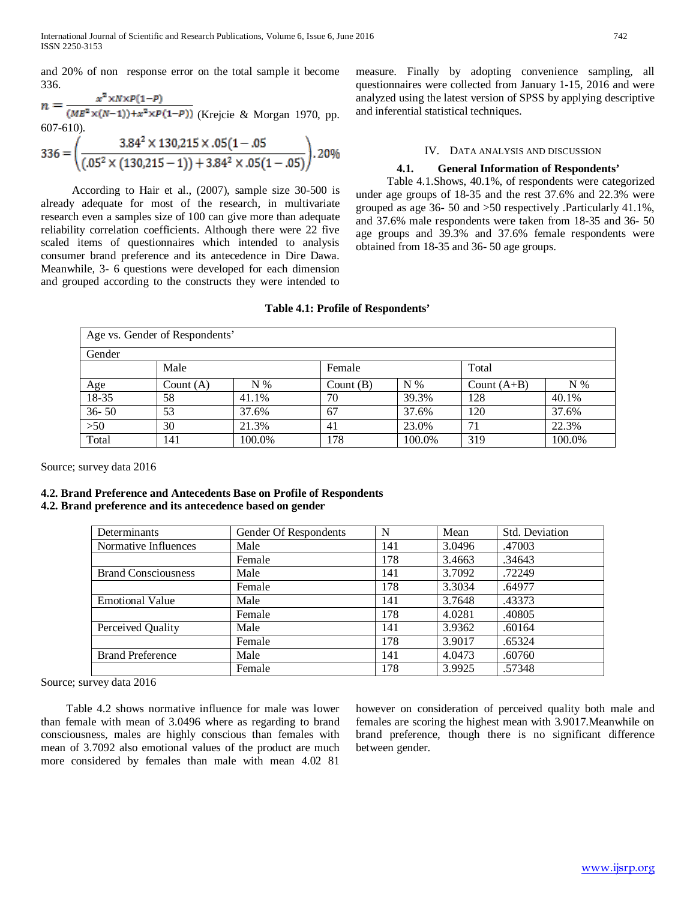and 20% of non response error on the total sample it become 336.

$n = \frac{x^2 \times N \times P(1-P)}{(ME^2 \times (N-1)) + x^2 \times P(1-P))}$ (Krejcie & Morgan 1970, pp. 607-610).

$$336 = \left( \frac{3.84^2 \times 130{,}215 \times .05(1 - .05}{(.05^2 \times (130{,}215 - 1)) + 3.84^2 \times .05(1 - .05)} \right).20\%$$

According to Hair et al., (2007), sample size 30-500 is already adequate for most of the research, in multivariate research even a samples size of 100 can give more than adequate reliability correlation coefficients. Although there were 22 five scaled items of questionnaires which intended to analysis consumer brand preference and its antecedence in Dire Dawa. Meanwhile, 3- 6 questions were developed for each dimension and grouped according to the constructs they were intended to measure. Finally by adopting convenience sampling, all questionnaires were collected from January 1-15, 2016 and were analyzed using the latest version of SPSS by applying descriptive and inferential statistical techniques.

## IV. Data analysis and discussion

### 4.1. General Information of Respondents'

Table 4.1.Shows, 40.1%, of respondents were categorized under age groups of 18-35 and the rest 37.6% and 22.3% were grouped as age 36- 50 and >50 respectively .Particularly 41.1%, and 37.6% male respondents were taken from 18-35 and 36- 50 age groups and 39.3% and 37.6% female respondents were obtained from 18-35 and 36- 50 age groups.

**Table 4.1: Profile of Respondents'**

| Age vs. Gender of Respondents' | | | | | | |
|---|---|---|---|---|---|---|
| Gender | | | | | | |
| | Male | | Female | | Total | |
| Age | Count (A) | N % | Count (B) | N % | Count (A+B) | N % |
| 18-35 | 58 | 41.1% | 70 | 39.3% | 128 | 40.1% |
| 36- 50 | 53 | 37.6% | 67 | 37.6% | 120 | 37.6% |
| >50 | 30 | 21.3% | 41 | 23.0% | 71 | 22.3% |
| Total | 141 | 100.0% | 178 | 100.0% | 319 | 100.0% |

Source; survey data 2016

### 4.2. Brand Preference and Antecedents Base on Profile of Respondents

### 4.2. Brand preference and its antecedence based on gender

| Determinants | Gender Of Respondents | N | Mean | Std. Deviation |
|---|---|---|---|---|
| Normative Influences | Male | 141 | 3.0496 | .47003 |
| | Female | 178 | 3.4663 | .34643 |
| Brand Consciousness | Male | 141 | 3.7092 | .72249 |
| | Female | 178 | 3.3034 | .64977 |
| Emotional Value | Male | 141 | 3.7648 | .43373 |
| | Female | 178 | 4.0281 | .40805 |
| Perceived Quality | Male | 141 | 3.9362 | .60164 |
| | Female | 178 | 3.9017 | .65324 |
| Brand Preference | Male | 141 | 4.0473 | .60760 |
| | Female | 178 | 3.9925 | .57348 |

Source; survey data 2016

Table 4.2 shows normative influence for male was lower than female with mean of 3.0496 where as regarding to brand consciousness, males are highly conscious than females with mean of 3.7092 also emotional values of the product are much more considered by females than male with mean 4.02 81 however on consideration of perceived quality both male and females are scoring the highest mean with 3.9017.Meanwhile on brand preference, though there is no significant difference between gender.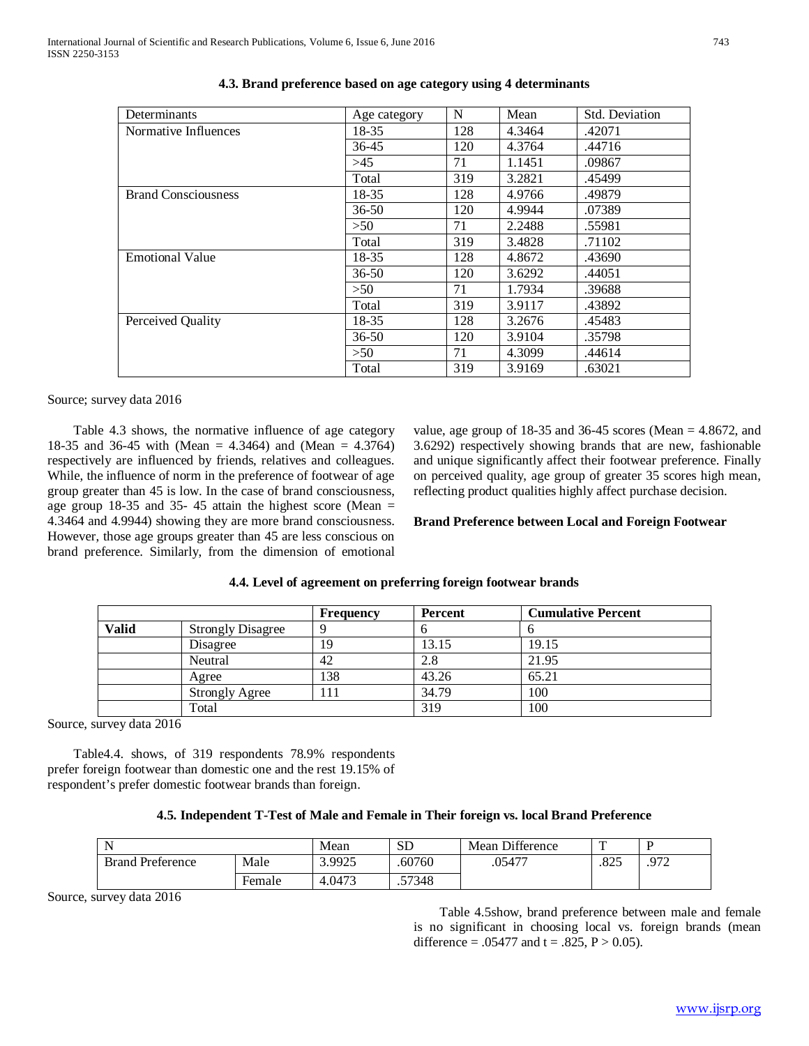### 4.3. Brand preference based on age category using 4 determinants

| Determinants | Age category | N | Mean | Std. Deviation |
|---|---|---|---|---|
| Normative Influences | 18-35 | 128 | 4.3464 | .42071 |
| | 36-45 | 120 | 4.3764 | .44716 |
| | >45 | 71 | 1.1451 | .09867 |
| | Total | 319 | 3.2821 | .45499 |
| Brand Consciousness | 18-35 | 128 | 4.9766 | .49879 |
| | 36-50 | 120 | 4.9944 | .07389 |
| | >50 | 71 | 2.2488 | .55981 |
| | Total | 319 | 3.4828 | .71102 |
| Emotional Value | 18-35 | 128 | 4.8672 | .43690 |
| | 36-50 | 120 | 3.6292 | .44051 |
| | >50 | 71 | 1.7934 | .39688 |
| | Total | 319 | 3.9117 | .43892 |
| Perceived Quality | 18-35 | 128 | 3.2676 | .45483 |
| | 36-50 | 120 | 3.9104 | .35798 |
| | >50 | 71 | 4.3099 | .44614 |
| | Total | 319 | 3.9169 | .63021 |

Source; survey data 2016

Table 4.3 shows, the normative influence of age category 18-35 and 36-45 with (Mean = 4.3464) and (Mean = 4.3764) respectively are influenced by friends, relatives and colleagues. While, the influence of norm in the preference of footwear of age group greater than 45 is low. In the case of brand consciousness, age group 18-35 and 35- 45 attain the highest score (Mean = 4.3464 and 4.9944) showing they are more brand consciousness. However, those age groups greater than 45 are less conscious on brand preference. Similarly, from the dimension of emotional value, age group of 18-35 and 36-45 scores (Mean = 4.8672, and 3.6292) respectively showing brands that are new, fashionable and unique significantly affect their footwear preference. Finally on perceived quality, age group of greater 35 scores high mean, reflecting product qualities highly affect purchase decision.

**Brand Preference between Local and Foreign Footwear**

### 4.4. Level of agreement on preferring foreign footwear brands

| | | Frequency | Percent | Cumulative Percent |
|---|---|---|---|---|
| **Valid** | Strongly Disagree | 9 | 6 | 6 |
| | Disagree | 19 | 13.15 | 19.15 |
| | Neutral | 42 | 2.8 | 21.95 |
| | Agree | 138 | 43.26 | 65.21 |
| | Strongly Agree | 111 | 34.79 | 100 |
| | Total | | 319 | 100 |

Source, survey data 2016

Table4.4. shows, of 319 respondents 78.9% respondents prefer foreign footwear than domestic one and the rest 19.15% of respondent's prefer domestic footwear brands than foreign.

### 4.5. Independent T-Test of Male and Female in Their foreign vs. local Brand Preference

| N | | Mean | SD | Mean Difference | T | P |
|---|---|---|---|---|---|---|
| Brand Preference | Male | 3.9925 | .60760 | .05477 | .825 | .972 |
| | Female | 4.0473 | .57348 | | | |

Source, survey data 2016

Table 4.5show, brand preference between male and female is no significant in choosing local vs. foreign brands (mean difference = .05477 and t = .825, $P > 0.05$).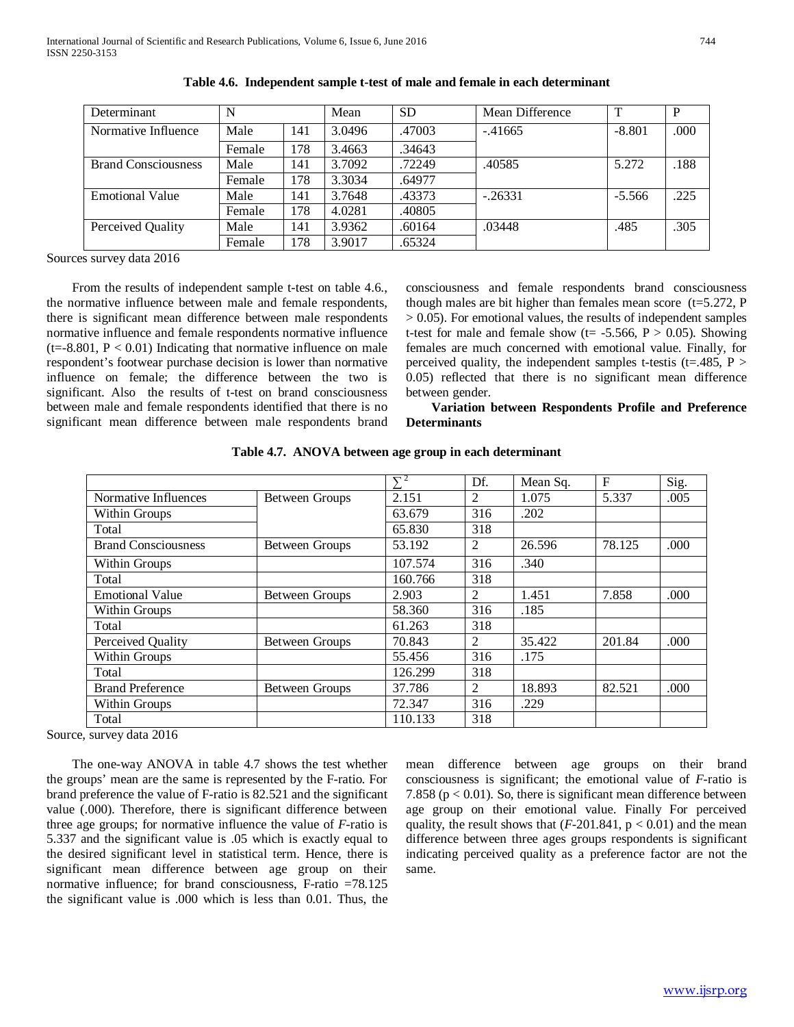**Table 4.6. Independent sample t-test of male and female in each determinant**

| Determinant | N | | Mean | SD | Mean Difference | T | P |
|---|---|---|---|---|---|---|---|
| Normative Influence | Male | 141 | 3.0496 | .47003 | -.41665 | -8.801 | .000 |
| | Female | 178 | 3.4663 | .34643 | | | |
| Brand Consciousness | Male | 141 | 3.7092 | .72249 | .40585 | 5.272 | .188 |
| | Female | 178 | 3.3034 | .64977 | | | |
| Emotional Value | Male | 141 | 3.7648 | .43373 | -.26331 | -5.566 | .225 |
| | Female | 178 | 4.0281 | .40805 | | | |
| Perceived Quality | Male | 141 | 3.9362 | .60164 | .03448 | .485 | .305 |
| | Female | 178 | 3.9017 | .65324 | | | |

Sources survey data 2016

From the results of independent sample t-test on table 4.6., the normative influence between male and female respondents, there is significant mean difference between male respondents normative influence and female respondents normative influence ($t=-8.801$, $P < 0.01$) Indicating that normative influence on male respondent's footwear purchase decision is lower than normative influence on female; the difference between the two is significant. Also the results of t-test on brand consciousness between male and female respondents identified that there is no significant mean difference between male respondents brand consciousness and female respondents brand consciousness though males are bit higher than females mean score ($t=5.272$, $P > 0.05$). For emotional values, the results of independent samples t-test for male and female show ($t= -5.566$, $P > 0.05$). Showing females are much concerned with emotional value. Finally, for perceived quality, the independent samples t-testis ($t=.485$, $P > 0.05$) reflected that there is no significant mean difference between gender.

**Variation between Respondents Profile and Preference Determinants**

**Table 4.7. ANOVA between age group in each determinant**

| | | $\sum^2$ | Df. | Mean Sq. | F | Sig. |
|---|---|---|---|---|---|---|
| Normative Influences | Between Groups | 2.151 | 2 | 1.075 | 5.337 | .005 |
| Within Groups | | 63.679 | 316 | .202 | | |
| Total | | 65.830 | 318 | | | |
| Brand Consciousness | Between Groups | 53.192 | 2 | 26.596 | 78.125 | .000 |
| Within Groups | | 107.574 | 316 | .340 | | |
| Total | | 160.766 | 318 | | | |
| Emotional Value | Between Groups | 2.903 | 2 | 1.451 | 7.858 | .000 |
| Within Groups | | 58.360 | 316 | .185 | | |
| Total | | 61.263 | 318 | | | |
| Perceived Quality | Between Groups | 70.843 | 2 | 35.422 | 201.84 | .000 |
| Within Groups | | 55.456 | 316 | .175 | | |
| Total | | 126.299 | 318 | | | |
| Brand Preference | Between Groups | 37.786 | 2 | 18.893 | 82.521 | .000 |
| Within Groups | | 72.347 | 316 | .229 | | |
| Total | | 110.133 | 318 | | | |

Source, survey data 2016

The one-way ANOVA in table 4.7 shows the test whether the groups' mean are the same is represented by the F-ratio. For brand preference the value of F-ratio is 82.521 and the significant value (.000). Therefore, there is significant difference between three age groups; for normative influence the value of *F*-ratio is 5.337 and the significant value is .05 which is exactly equal to the desired significant level in statistical term. Hence, there is significant mean difference between age group on their normative influence; for brand consciousness, F-ratio =78.125 the significant value is .000 which is less than 0.01. Thus, the mean difference between age groups on their brand consciousness is significant; the emotional value of *F*-ratio is 7.858 ($p < 0.01$). So, there is significant mean difference between age group on their emotional value. Finally For perceived quality, the result shows that ($F$-201.841, $p < 0.01$) and the mean difference between three ages groups respondents is significant indicating perceived quality as a preference factor are not the same.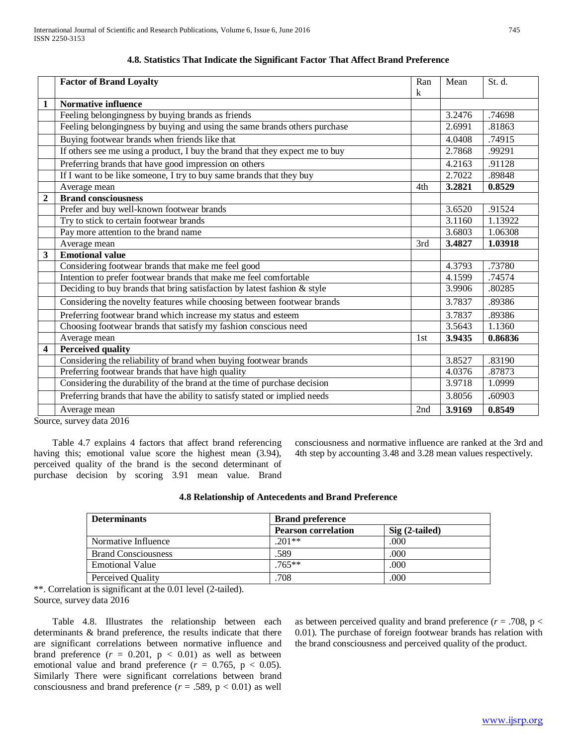### 4.8. Statistics That Indicate the Significant Factor That Affect Brand Preference

| | Factor of Brand Loyalty | Rank | Mean | St. d. |
|---|---|---|---|---|
| **1** | **Normative influence** | | | |
| | Feeling belongingness by buying brands as friends | | 3.2476 | .74698 |
| | Feeling belongingness by buying and using the same brands others purchase | | 2.6991 | .81863 |
| | Buying footwear brands when friends like that | | 4.0408 | .74915 |
| | If others see me using a product, I buy the brand that they expect me to buy | | 2.7868 | .99291 |
| | Preferring brands that have good impression on others | | 4.2163 | .91128 |
| | If I want to be like someone, I try to buy same brands that they buy | | 2.7022 | .89848 |
| | Average mean | 4th | **3.2821** | **0.8529** |
| **2** | **Brand consciousness** | | | |
| | Prefer and buy well-known footwear brands | | 3.6520 | .91524 |
| | Try to stick to certain footwear brands | | 3.1160 | 1.13922 |
| | Pay more attention to the brand name | | 3.6803 | 1.06308 |
| | Average mean | 3rd | **3.4827** | **1.03918** |
| **3** | **Emotional value** | | | |
| | Considering footwear brands that make me feel good | | 4.3793 | .73780 |
| | Intention to prefer footwear brands that make me feel comfortable | | 4.1599 | .74574 |
| | Deciding to buy brands that bring satisfaction by latest fashion & style | | 3.9906 | .80285 |
| | Considering the novelty features while choosing between footwear brands | | 3.7837 | .89386 |
| | Preferring footwear brand which increase my status and esteem | | 3.7837 | .89386 |
| | Choosing footwear brands that satisfy my fashion conscious need | | 3.5643 | 1.1360 |
| | Average mean | 1st | **3.9435** | **0.86836** |
| **4** | **Perceived quality** | | | |
| | Considering the reliability of brand when buying footwear brands | | 3.8527 | .83190 |
| | Preferring footwear brands that have high quality | | 4.0376 | .87873 |
| | Considering the durability of the brand at the time of purchase decision | | 3.9718 | 1.0999 |
| | Preferring brands that have the ability to satisfy stated or implied needs | | 3.8056 | .60903 |
| | Average mean | 2nd | **3.9169** | **0.8549** |

Source, survey data 2016

Table 4.7 explains 4 factors that affect brand referencing having this; emotional value score the highest mean (3.94), perceived quality of the brand is the second determinant of purchase decision by scoring 3.91 mean value. Brand consciousness and normative influence are ranked at the 3rd and 4th step by accounting 3.48 and 3.28 mean values respectively.

### 4.8 Relationship of Antecedents and Brand Preference

| Determinants | Brand preference | |
|---|---|---|
| | **Pearson correlation** | **Sig (2-tailed)** |
| Normative Influence | .201** | .000 |
| Brand Consciousness | .589 | .000 |
| Emotional Value | .765** | .000 |
| Perceived Quality | .708 | .000 |

**. Correlation is significant at the 0.01 level (2-tailed).
Source, survey data 2016

Table 4.8. Illustrates the relationship between each determinants & brand preference, the results indicate that there are significant correlations between normative influence and brand preference ($r$ = 0.201, $p < 0.01$) as well as between emotional value and brand preference ($r$ = 0.765, $p < 0.05$). Similarly There were significant correlations between brand consciousness and brand preference ($r$ = .589, $p < 0.01$) as well as between perceived quality and brand preference ($r$ = .708, $p < 0.01$). The purchase of foreign footwear brands has relation with the brand consciousness and perceived quality of the product.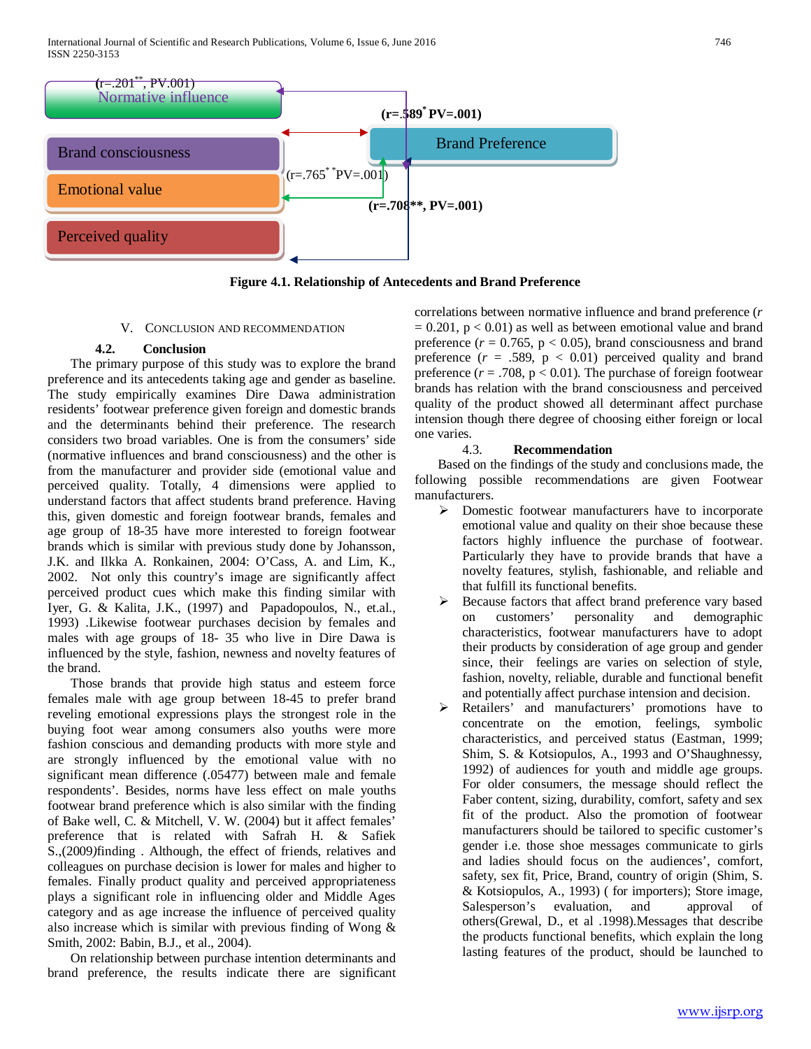(r=.201**, PV.001)

Normative influence

(r=.589* PV=.001)

Brand consciousness

Brand Preference

Emotional value

(r=.765* *PV=.001)

(r=.708**, PV=.001)

Perceived quality

**Figure 4.1. Relationship of Antecedents and Brand Preference**

## V. Conclusion and Recommendation

### 4.2. Conclusion

The primary purpose of this study was to explore the brand preference and its antecedents taking age and gender as baseline. The study empirically examines Dire Dawa administration residents' footwear preference given foreign and domestic brands and the determinants behind their preference. The research considers two broad variables. One is from the consumers' side (normative influences and brand consciousness) and the other is from the manufacturer and provider side (emotional value and perceived quality. Totally, 4 dimensions were applied to understand factors that affect students brand preference. Having this, given domestic and foreign footwear brands, females and age group of 18-35 have more interested to foreign footwear brands which is similar with previous study done by Johansson, J.K. and Ilkka A. Ronkainen, 2004: O'Cass, A. and Lim, K., 2002. Not only this country's image are significantly affect perceived product cues which make this finding similar with Iyer, G. & Kalita, J.K., (1997) and Papadopoulos, N., et.al., 1993) .Likewise footwear purchases decision by females and males with age groups of 18- 35 who live in Dire Dawa is influenced by the style, fashion, newness and novelty features of the brand.

Those brands that provide high status and esteem force females male with age group between 18-45 to prefer brand reveling emotional expressions plays the strongest role in the buying foot wear among consumers also youths were more fashion conscious and demanding products with more style and are strongly influenced by the emotional value with no significant mean difference (.05477) between male and female respondents'. Besides, norms have less effect on male youths footwear brand preference which is also similar with the finding of Bake well, C. & Mitchell, V. W. (2004) but it affect females' preference that is related with Safrah H. & Safiek S.,(2009)*finding* . Although, the effect of friends, relatives and colleagues on purchase decision is lower for males and higher to females. Finally product quality and perceived appropriateness plays a significant role in influencing older and Middle Ages category and as age increase the influence of perceived quality also increase which is similar with previous finding of Wong & Smith, 2002: Babin, B.J., et al., 2004).

On relationship between purchase intention determinants and brand preference, the results indicate there are significant correlations between normative influence and brand preference ($r$ = 0.201, p < 0.01) as well as between emotional value and brand preference ($r$ = 0.765, p < 0.05), brand consciousness and brand preference ($r$ = .589, p < 0.01) perceived quality and brand preference ($r$ = .708, p < 0.01). The purchase of foreign footwear brands has relation with the brand consciousness and perceived quality of the product showed all determinant affect purchase intension though there degree of choosing either foreign or local one varies.

### 4.3. Recommendation

Based on the findings of the study and conclusions made, the following possible recommendations are given Footwear manufacturers.

- Domestic footwear manufacturers have to incorporate emotional value and quality on their shoe because these factors highly influence the purchase of footwear. Particularly they have to provide brands that have a novelty features, stylish, fashionable, and reliable and that fulfill its functional benefits.
- Because factors that affect brand preference vary based on customers' personality and demographic characteristics, footwear manufacturers have to adopt their products by consideration of age group and gender since, their feelings are varies on selection of style, fashion, novelty, reliable, durable and functional benefit and potentially affect purchase intension and decision.
- Retailers' and manufacturers' promotions have to concentrate on the emotion, feelings, symbolic characteristics, and perceived status (Eastman, 1999; Shim, S. & Kotsiopulos, A., 1993 and O'Shaughnessy, 1992) of audiences for youth and middle age groups. For older consumers, the message should reflect the Faber content, sizing, durability, comfort, safety and sex fit of the product. Also the promotion of footwear manufacturers should be tailored to specific customer's gender i.e. those shoe messages communicate to girls and ladies should focus on the audiences', comfort, safety, sex fit, Price, Brand, country of origin (Shim, S. & Kotsiopulos, A., 1993) ( for importers); Store image, Salesperson's evaluation, and approval of others(Grewal, D., et al .1998).Messages that describe the products functional benefits, which explain the long lasting features of the product, should be launched to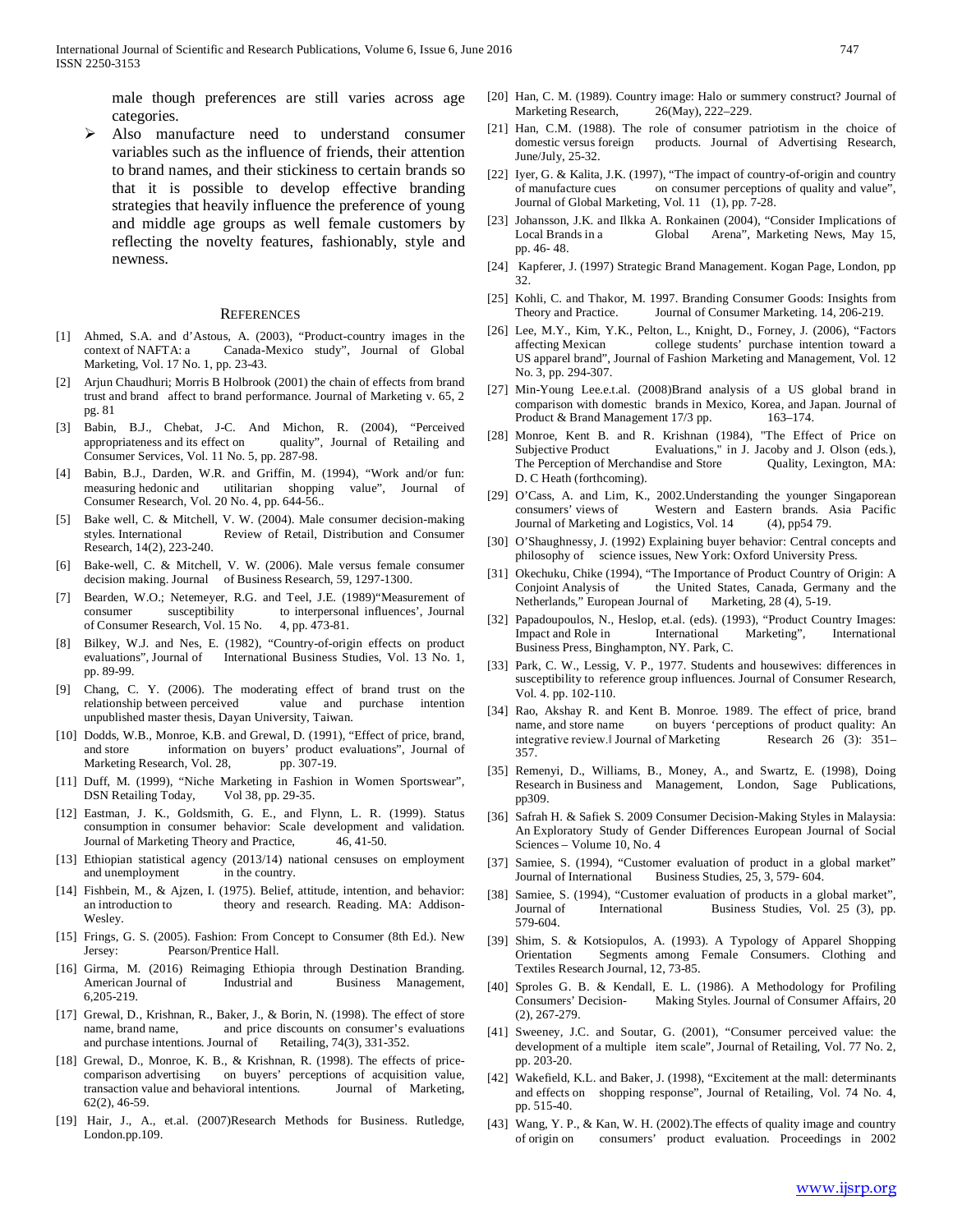male though preferences are still varies across age categories.

- Also manufacture need to understand consumer variables such as the influence of friends, their attention to brand names, and their stickiness to certain brands so that it is possible to develop effective branding strategies that heavily influence the preference of young and middle age groups as well female customers by reflecting the novelty features, fashionably, style and newness.

## REFERENCES

[1] Ahmed, S.A. and d'Astous, A. (2003), "Product-country images in the context of NAFTA: a Canada-Mexico study", Journal of Global Marketing, Vol. 17 No. 1, pp. 23-43.

[2] Arjun Chaudhuri; Morris B Holbrook (2001) the chain of effects from brand trust and brand affect to brand performance. Journal of Marketing v. 65, 2 pg. 81

[3] Babin, B.J., Chebat, J-C. And Michon, R. (2004), "Perceived appropriateness and its effect on quality", Journal of Retailing and Consumer Services, Vol. 11 No. 5, pp. 287-98.

[4] Babin, B.J., Darden, W.R. and Griffin, M. (1994), "Work and/or fun: measuring hedonic and utilitarian shopping value", Journal of Consumer Research, Vol. 20 No. 4, pp. 644-56..

[5] Bake well, C. & Mitchell, V. W. (2004). Male consumer decision-making styles. International Review of Retail, Distribution and Consumer Research, 14(2), 223-240.

[6] Bake-well, C. & Mitchell, V. W. (2006). Male versus female consumer decision making. Journal of Business Research, 59, 1297-1300.

[7] Bearden, W.O.; Netemeyer, R.G. and Teel, J.E. (1989)"Measurement of consumer susceptibility to interpersonal influences', Journal of Consumer Research, Vol. 15 No. 4, pp. 473-81.

[8] Bilkey, W.J. and Nes, E. (1982), "Country-of-origin effects on product evaluations", Journal of International Business Studies, Vol. 13 No. 1, pp. 89-99.

[9] Chang, C. Y. (2006). The moderating effect of brand trust on the relationship between perceived value and purchase intention unpublished master thesis, Dayan University, Taiwan.

[10] Dodds, W.B., Monroe, K.B. and Grewal, D. (1991), "Effect of price, brand, and store information on buyers' product evaluations", Journal of Marketing Research, Vol. 28, pp. 307-19.

[11] Duff, M. (1999), "Niche Marketing in Fashion in Women Sportswear", DSN Retailing Today, Vol 38, pp. 29-35.

[12] Eastman, J. K., Goldsmith, G. E., and Flynn, L. R. (1999). Status consumption in consumer behavior: Scale development and validation. Journal of Marketing Theory and Practice, 46, 41-50.

[13] Ethiopian statistical agency (2013/14) national censuses on employment and unemployment in the country.

[14] Fishbein, M., & Ajzen, I. (1975). Belief, attitude, intention, and behavior: an introduction to theory and research. Reading. MA: Addison-Wesley.

[15] Frings, G. S. (2005). Fashion: From Concept to Consumer (8th Ed.). New Jersey: Pearson/Prentice Hall.

[16] Girma, M. (2016) Reimaging Ethiopia through Destination Branding. American Journal of Industrial and Business Management, 6,205-219.

[17] Grewal, D., Krishnan, R., Baker, J., & Borin, N. (1998). The effect of store name, brand name, and price discounts on consumer's evaluations and purchase intentions. Journal of Retailing, 74(3), 331-352.

[18] Grewal, D., Monroe, K. B., & Krishnan, R. (1998). The effects of price-comparison advertising on buyers' perceptions of acquisition value, transaction value and behavioral intentions. Journal of Marketing, 62(2), 46-59.

[19] Hair, J., A., et.al. (2007)Research Methods for Business. Rutledge, London.pp.109.

[20] Han, C. M. (1989). Country image: Halo or summery construct? Journal of Marketing Research, 26(May), 222–229.

[21] Han, C.M. (1988). The role of consumer patriotism in the choice of domestic versus foreign products. Journal of Advertising Research, June/July, 25-32.

[22] Iyer, G. & Kalita, J.K. (1997), "The impact of country-of-origin and country of manufacture cues on consumer perceptions of quality and value", Journal of Global Marketing, Vol. 11 (1), pp. 7-28.

[23] Johansson, J.K. and Ilkka A. Ronkainen (2004), "Consider Implications of Local Brands in a Global Arena", Marketing News, May 15, pp. 46- 48.

[24] Kapferer, J. (1997) Strategic Brand Management. Kogan Page, London, pp 32.

[25] Kohli, C. and Thakor, M. 1997. Branding Consumer Goods: Insights from Theory and Practice. Journal of Consumer Marketing. 14, 206-219.

[26] Lee, M.Y., Kim, Y.K., Pelton, L., Knight, D., Forney, J. (2006), "Factors affecting Mexican college students' purchase intention toward a US apparel brand", Journal of Fashion Marketing and Management, Vol. 12 No. 3, pp. 294-307.

[27] Min-Young Lee.e.t.al. (2008)Brand analysis of a US global brand in comparison with domestic brands in Mexico, Korea, and Japan. Journal of Product & Brand Management 17/3 pp. 163–174.

[28] Monroe, Kent B. and R. Krishnan (1984), "The Effect of Price on Subjective Product Evaluations," in J. Jacoby and J. Olson (eds.), The Perception of Merchandise and Store Quality, Lexington, MA: D. C Heath (forthcoming).

[29] O'Cass, A. and Lim, K., 2002.Understanding the younger Singaporean consumers' views of Western and Eastern brands. Asia Pacific Journal of Marketing and Logistics, Vol. 14 (4), pp54 79.

[30] O'Shaughnessy, J. (1992) Explaining buyer behavior: Central concepts and philosophy of science issues, New York: Oxford University Press.

[31] Okechuku, Chike (1994), "The Importance of Product Country of Origin: A Conjoint Analysis of the United States, Canada, Germany and the Netherlands," European Journal of Marketing, 28 (4), 5-19.

[32] Papadoupoulos, N., Heslop, et.al. (eds). (1993), "Product Country Images: Impact and Role in International Marketing", International Business Press, Binghampton, NY. Park, C.

[33] Park, C. W., Lessig, V. P., 1977. Students and housewives: differences in susceptibility to reference group influences. Journal of Consumer Research, Vol. 4. pp. 102-110.

[34] Rao, Akshay R. and Kent B. Monroe. 1989. The effect of price, brand name, and store name on buyers 'perceptions of product quality: An integrative review.‖ Journal of Marketing Research 26 (3): 351–357.

[35] Remenyi, D., Williams, B., Money, A., and Swartz, E. (1998), Doing Research in Business and Management, London, Sage Publications, pp309.

[36] Safrah H. & Safiek S. 2009 Consumer Decision-Making Styles in Malaysia: An Exploratory Study of Gender Differences European Journal of Social Sciences – Volume 10, No. 4

[37] Samiee, S. (1994), "Customer evaluation of product in a global market" Journal of International Business Studies, 25, 3, 579- 604.

[38] Samiee, S. (1994), "Customer evaluation of products in a global market", Journal of International Business Studies, Vol. 25 (3), pp. 579-604.

[39] Shim, S. & Kotsiopulos, A. (1993). A Typology of Apparel Shopping Orientation Segments among Female Consumers. Clothing and Textiles Research Journal, 12, 73-85.

[40] Sproles G. B. & Kendall, E. L. (1986). A Methodology for Profiling Consumers' Decision- Making Styles. Journal of Consumer Affairs, 20 (2), 267-279.

[41] Sweeney, J.C. and Soutar, G. (2001), "Consumer perceived value: the development of a multiple item scale", Journal of Retailing, Vol. 77 No. 2, pp. 203-20.

[42] Wakefield, K.L. and Baker, J. (1998), "Excitement at the mall: determinants and effects on shopping response", Journal of Retailing, Vol. 74 No. 4, pp. 515-40.

[43] Wang, Y. P., & Kan, W. H. (2002).The effects of quality image and country of origin on consumers' product evaluation. Proceedings in 2002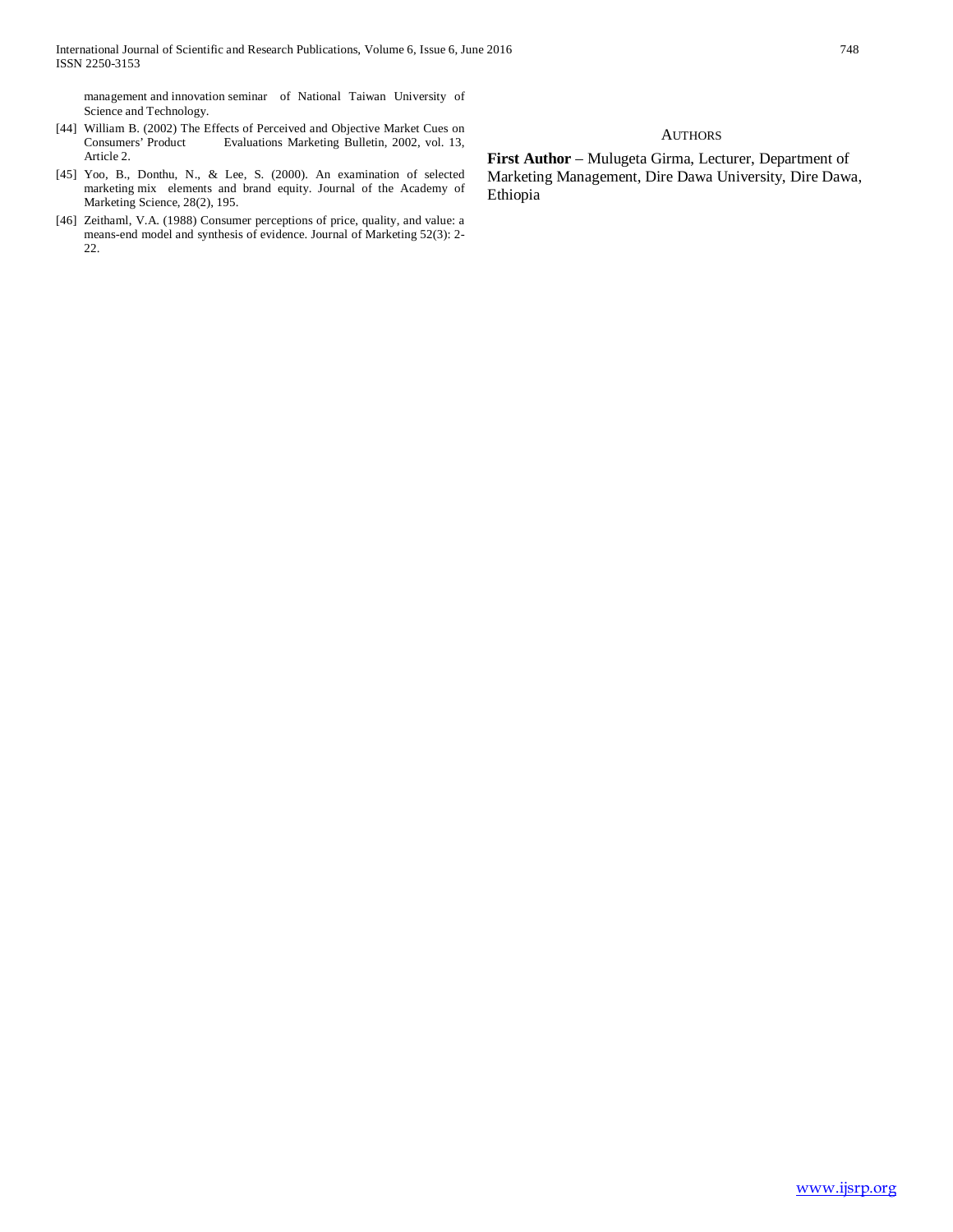management and innovation seminar of National Taiwan University of Science and Technology.

[44] William B. (2002) The Effects of Perceived and Objective Market Cues on Consumers' Product Evaluations Marketing Bulletin, 2002, vol. 13, Article 2.

[45] Yoo, B., Donthu, N., & Lee, S. (2000). An examination of selected marketing mix elements and brand equity. Journal of the Academy of Marketing Science, 28(2), 195.

[46] Zeithaml, V.A. (1988) Consumer perceptions of price, quality, and value: a means-end model and synthesis of evidence. Journal of Marketing 52(3): 2-22.

## AUTHORS

**First Author** – Mulugeta Girma, Lecturer, Department of Marketing Management, Dire Dawa University, Dire Dawa, Ethiopia